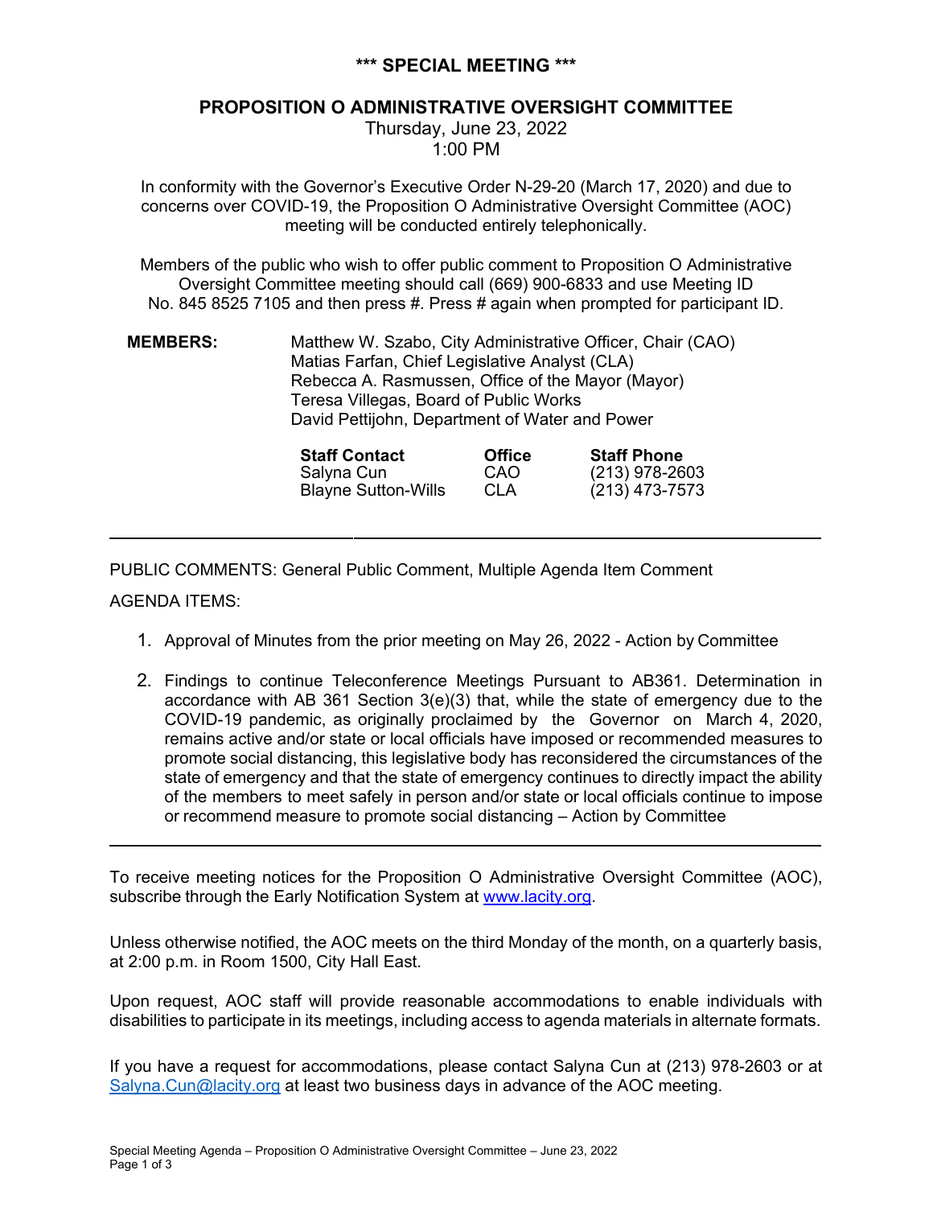# \*\*\* SPECIAL MEETING \*\*\*

## PROPOSITION O ADMINISTRATIVE OVERSIGHT COMMITTEE

Thursday, June 23, 2022
1:00 PM

In conformity with the Governor's Executive Order N-29-20 (March 17, 2020) and due to concerns over COVID-19, the Proposition O Administrative Oversight Committee (AOC) meeting will be conducted entirely telephonically.

Members of the public who wish to offer public comment to Proposition O Administrative Oversight Committee meeting should call (669) 900-6833 and use Meeting ID No. 845 8525 7105 and then press #. Press # again when prompted for participant ID.

**MEMBERS:**

Matthew W. Szabo, City Administrative Officer, Chair (CAO)
Matias Farfan, Chief Legislative Analyst (CLA)
Rebecca A. Rasmussen, Office of the Mayor (Mayor)
Teresa Villegas, Board of Public Works
David Pettijohn, Department of Water and Power

| Staff Contact | Office | Staff Phone |
|---|---|---|
| Salyna Cun | CAO | (213) 978-2603 |
| Blayne Sutton-Wills | CLA | (213) 473-7573 |

---

PUBLIC COMMENTS: General Public Comment, Multiple Agenda Item Comment

AGENDA ITEMS:

1. Approval of Minutes from the prior meeting on May 26, 2022 - Action by Committee

2. Findings to continue Teleconference Meetings Pursuant to AB361. Determination in accordance with AB 361 Section 3(e)(3) that, while the state of emergency due to the COVID-19 pandemic, as originally proclaimed by the Governor on March 4, 2020, remains active and/or state or local officials have imposed or recommended measures to promote social distancing, this legislative body has reconsidered the circumstances of the state of emergency and that the state of emergency continues to directly impact the ability of the members to meet safely in person and/or state or local officials continue to impose or recommend measure to promote social distancing – Action by Committee

---

To receive meeting notices for the Proposition O Administrative Oversight Committee (AOC), subscribe through the Early Notification System at [www.lacity.org](http://www.lacity.org).

Unless otherwise notified, the AOC meets on the third Monday of the month, on a quarterly basis, at 2:00 p.m. in Room 1500, City Hall East.

Upon request, AOC staff will provide reasonable accommodations to enable individuals with disabilities to participate in its meetings, including access to agenda materials in alternate formats.

If you have a request for accommodations, please contact Salyna Cun at (213) 978-2603 or at [Salyna.Cun@lacity.org](mailto:Salyna.Cun@lacity.org) at least two business days in advance of the AOC meeting.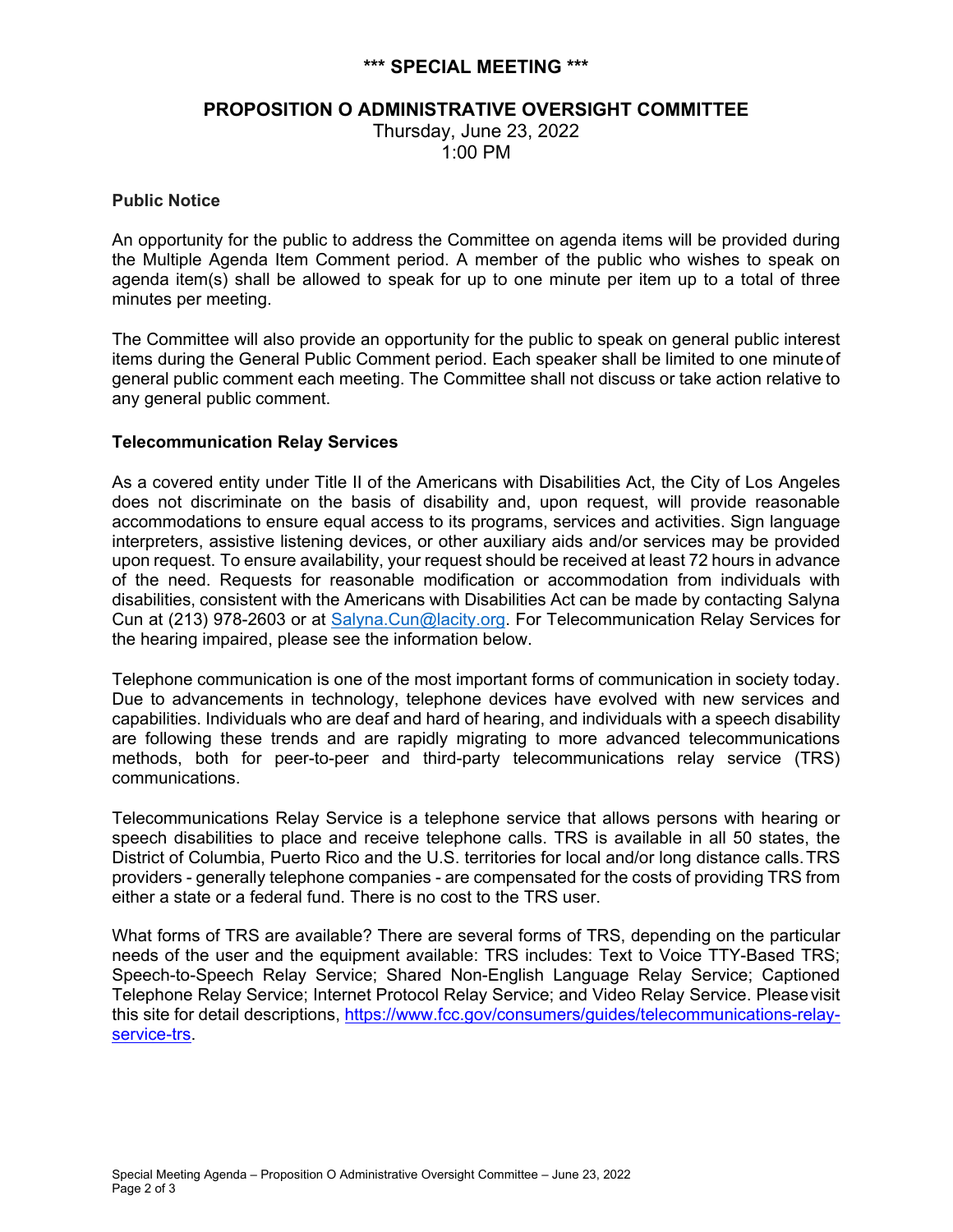**\*\*\* SPECIAL MEETING \*\*\***

**PROPOSITION O ADMINISTRATIVE OVERSIGHT COMMITTEE**

Thursday, June 23, 2022
1:00 PM

**Public Notice**

An opportunity for the public to address the Committee on agenda items will be provided during the Multiple Agenda Item Comment period. A member of the public who wishes to speak on agenda item(s) shall be allowed to speak for up to one minute per item up to a total of three minutes per meeting.

The Committee will also provide an opportunity for the public to speak on general public interest items during the General Public Comment period. Each speaker shall be limited to one minute of general public comment each meeting. The Committee shall not discuss or take action relative to any general public comment.

**Telecommunication Relay Services**

As a covered entity under Title II of the Americans with Disabilities Act, the City of Los Angeles does not discriminate on the basis of disability and, upon request, will provide reasonable accommodations to ensure equal access to its programs, services and activities. Sign language interpreters, assistive listening devices, or other auxiliary aids and/or services may be provided upon request. To ensure availability, your request should be received at least 72 hours in advance of the need. Requests for reasonable modification or accommodation from individuals with disabilities, consistent with the Americans with Disabilities Act can be made by contacting Salyna Cun at (213) 978-2603 or at Salyna.Cun@lacity.org. For Telecommunication Relay Services for the hearing impaired, please see the information below.

Telephone communication is one of the most important forms of communication in society today. Due to advancements in technology, telephone devices have evolved with new services and capabilities. Individuals who are deaf and hard of hearing, and individuals with a speech disability are following these trends and are rapidly migrating to more advanced telecommunications methods, both for peer-to-peer and third-party telecommunications relay service (TRS) communications.

Telecommunications Relay Service is a telephone service that allows persons with hearing or speech disabilities to place and receive telephone calls. TRS is available in all 50 states, the District of Columbia, Puerto Rico and the U.S. territories for local and/or long distance calls. TRS providers - generally telephone companies - are compensated for the costs of providing TRS from either a state or a federal fund. There is no cost to the TRS user.

What forms of TRS are available? There are several forms of TRS, depending on the particular needs of the user and the equipment available: TRS includes: Text to Voice TTY-Based TRS; Speech-to-Speech Relay Service; Shared Non-English Language Relay Service; Captioned Telephone Relay Service; Internet Protocol Relay Service; and Video Relay Service. Please visit this site for detail descriptions, https://www.fcc.gov/consumers/guides/telecommunications-relay-service-trs.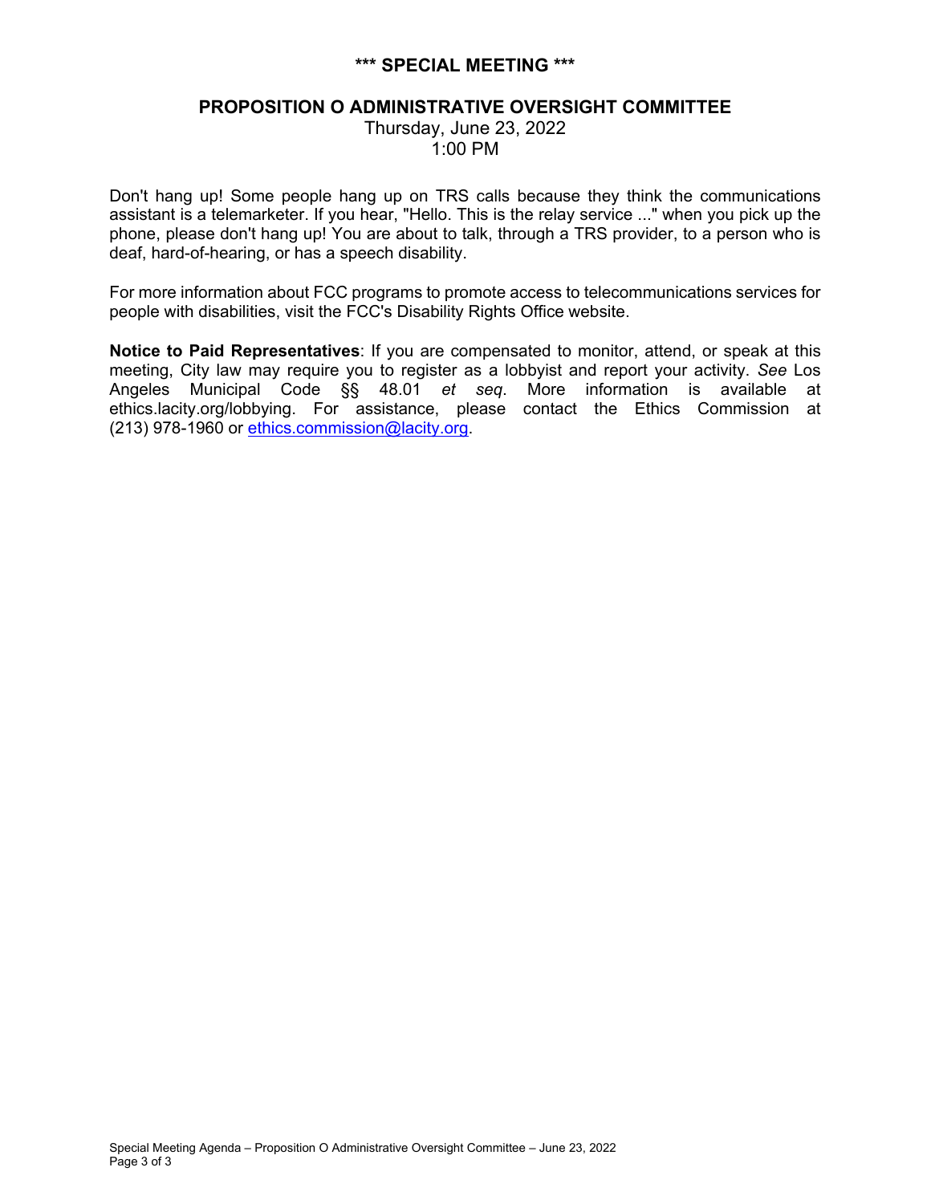**\*\*\* SPECIAL MEETING \*\*\***

## PROPOSITION O ADMINISTRATIVE OVERSIGHT COMMITTEE

Thursday, June 23, 2022
1:00 PM

Don't hang up! Some people hang up on TRS calls because they think the communications assistant is a telemarketer. If you hear, "Hello. This is the relay service ..." when you pick up the phone, please don't hang up! You are about to talk, through a TRS provider, to a person who is deaf, hard-of-hearing, or has a speech disability.

For more information about FCC programs to promote access to telecommunications services for people with disabilities, visit the FCC's Disability Rights Office website.

**Notice to Paid Representatives**: If you are compensated to monitor, attend, or speak at this meeting, City law may require you to register as a lobbyist and report your activity. *See* Los Angeles Municipal Code §§ 48.01 *et seq*. More information is available at ethics.lacity.org/lobbying. For assistance, please contact the Ethics Commission at (213) 978-1960 or ethics.commission@lacity.org.